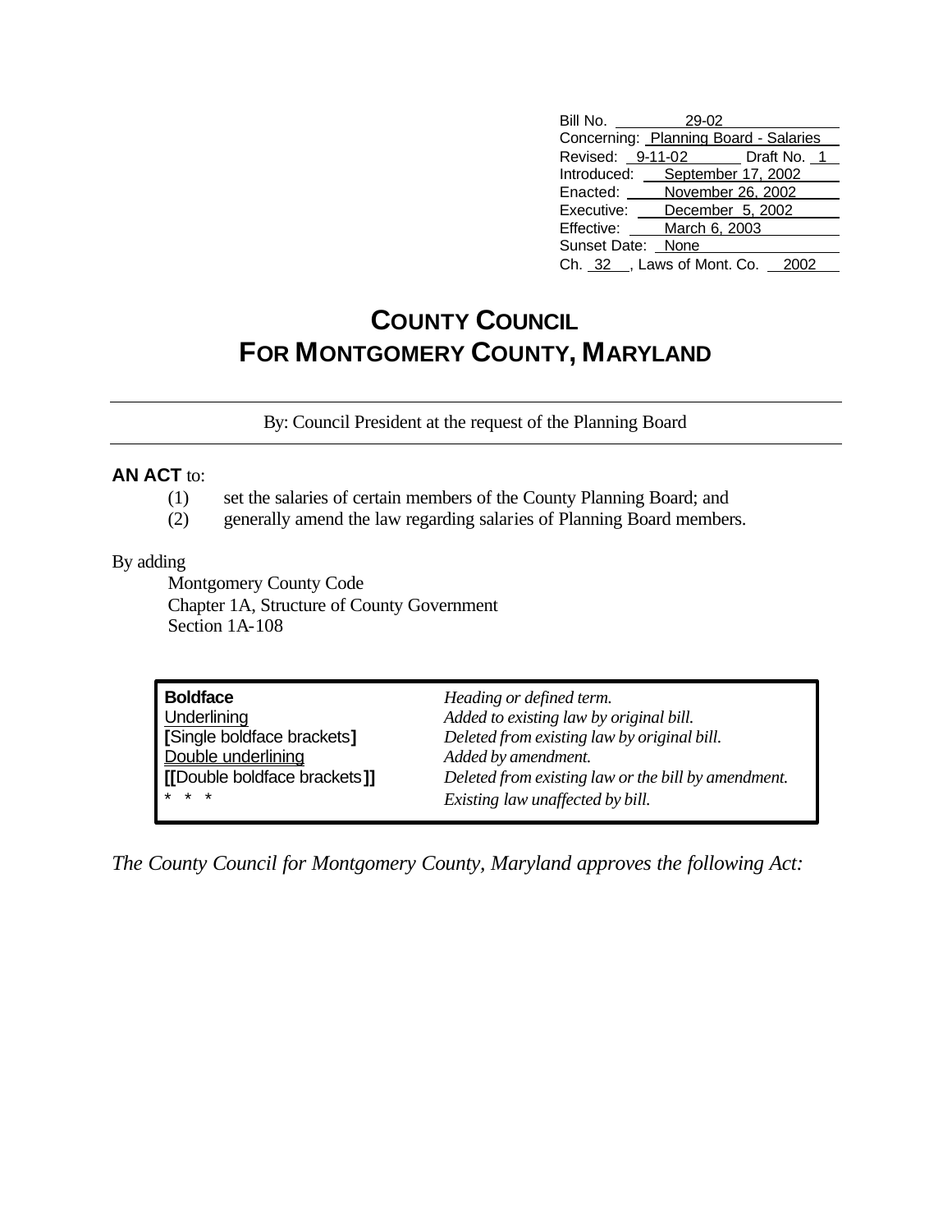| | |
|---|---|
| Bill No. | 29-02 |
| Concerning: | Planning Board - Salaries |
| Revised: | 9-11-02 Draft No. 1 |
| Introduced: | September 17, 2002 |
| Enacted: | November 26, 2002 |
| Executive: | December 5, 2002 |
| Effective: | March 6, 2003 |
| Sunset Date: | None |
| Ch. 32 , Laws of Mont. Co. | 2002 |

# COUNTY COUNCIL FOR MONTGOMERY COUNTY, MARYLAND

By: Council President at the request of the Planning Board

**AN ACT** to:

(1) set the salaries of certain members of the County Planning Board; and
(2) generally amend the law regarding salaries of Planning Board members.

By adding

Montgomery County Code
Chapter 1A, Structure of County Government
Section 1A-108

| | |
|---|---|
| **Boldface** | *Heading or defined term.* |
| Underlining | *Added to existing law by original bill.* |
| **[**Single boldface brackets**]** | *Deleted from existing law by original bill.* |
| Double underlining | *Added by amendment.* |
| **[[**Double boldface brackets**]]** | *Deleted from existing law or the bill by amendment.* |
| * * * | *Existing law unaffected by bill.* |

*The County Council for Montgomery County, Maryland approves the following Act:*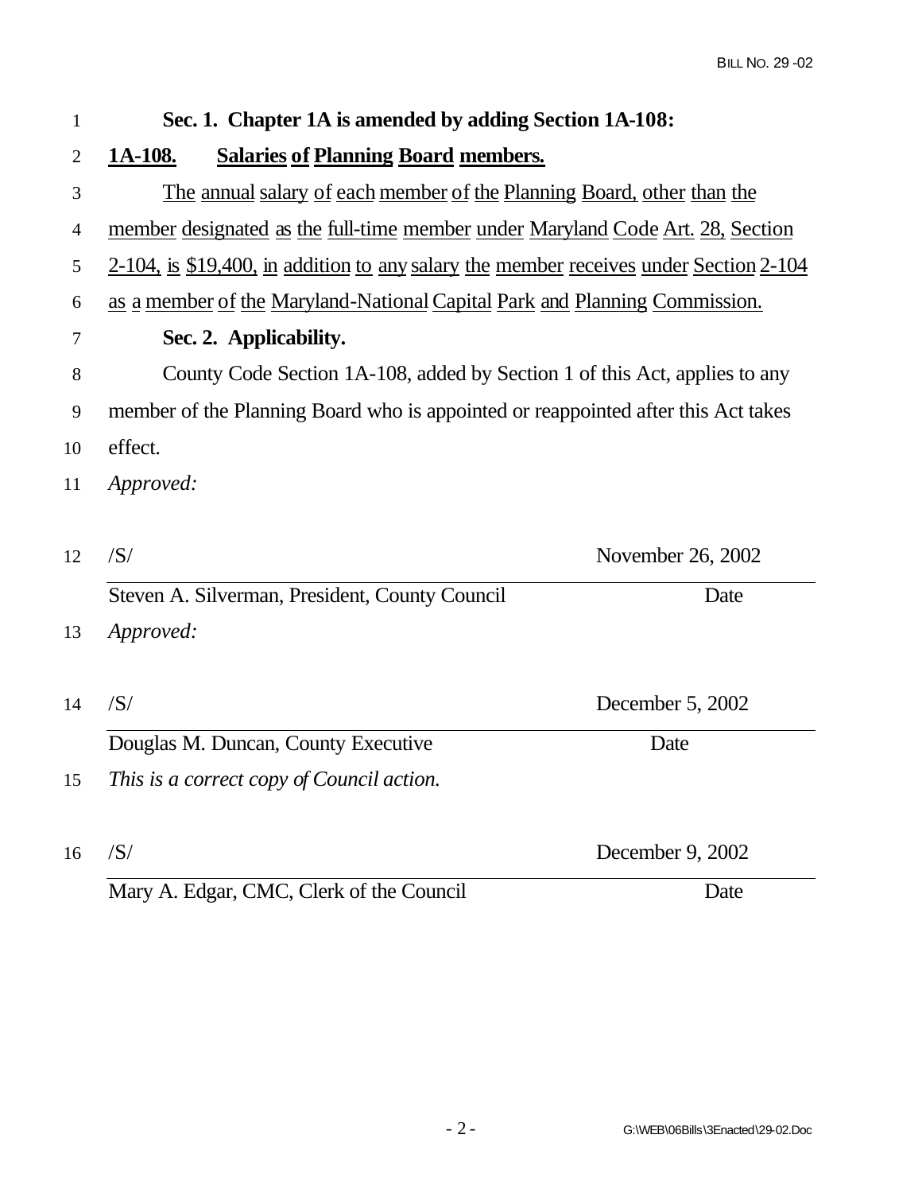**Sec. 1. Chapter 1A is amended by adding Section 1A-108:**

**1A-108. Salaries of Planning Board members.**

The annual salary of each member of the Planning Board, other than the member designated as the full-time member under Maryland Code Art. 28, Section 2-104, is $19,400, in addition to any salary the member receives under Section 2-104 as a member of the Maryland-National Capital Park and Planning Commission.

**Sec. 2. Applicability.**

County Code Section 1A-108, added by Section 1 of this Act, applies to any member of the Planning Board who is appointed or reappointed after this Act takes effect.

*Approved:*

/S/ November 26, 2002

Steven A. Silverman, President, County Council — Date

*Approved:*

/S/ December 5, 2002

Douglas M. Duncan, County Executive — Date

*This is a correct copy of Council action.*

/S/ December 9, 2002

Mary A. Edgar, CMC, Clerk of the Council — Date